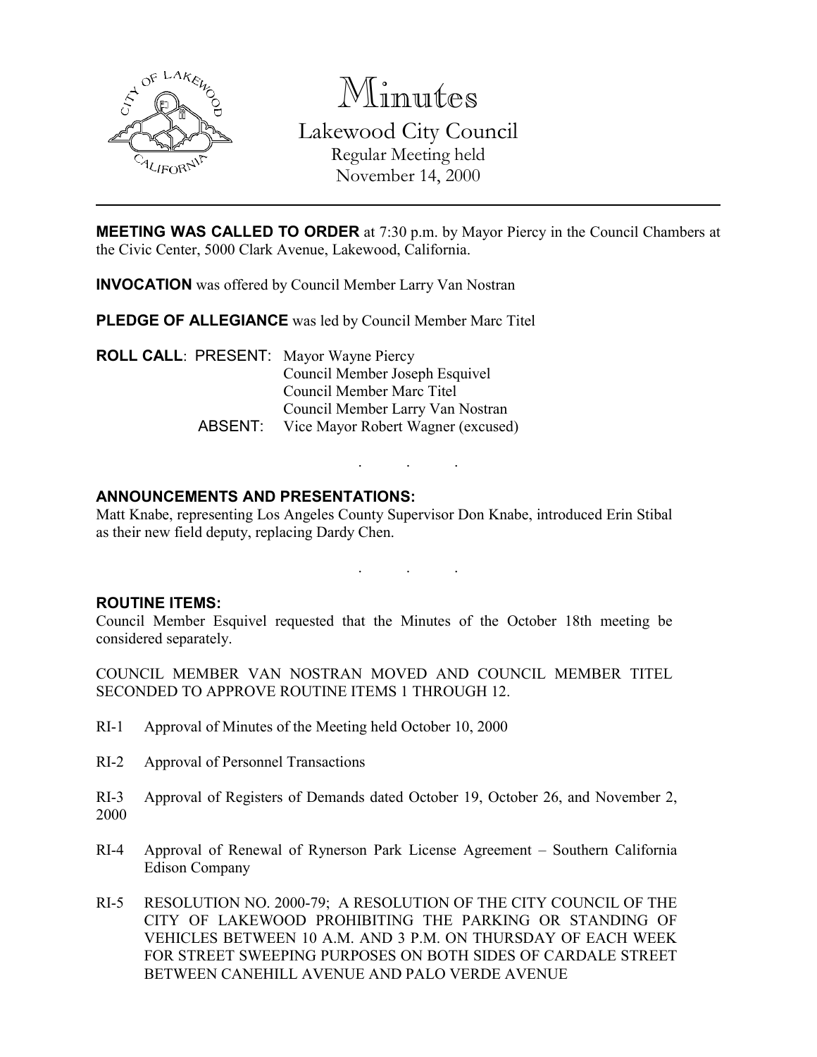# Minutes

## Lakewood City Council

Regular Meeting held
November 14, 2000

---

**MEETING WAS CALLED TO ORDER** at 7:30 p.m. by Mayor Piercy in the Council Chambers at the Civic Center, 5000 Clark Avenue, Lakewood, California.

**INVOCATION** was offered by Council Member Larry Van Nostran

**PLEDGE OF ALLEGIANCE** was led by Council Member Marc Titel

**ROLL CALL**: PRESENT: Mayor Wayne Piercy
Council Member Joseph Esquivel
Council Member Marc Titel
Council Member Larry Van Nostran
ABSENT: Vice Mayor Robert Wagner (excused)

. . .

**ANNOUNCEMENTS AND PRESENTATIONS:**
Matt Knabe, representing Los Angeles County Supervisor Don Knabe, introduced Erin Stibal as their new field deputy, replacing Dardy Chen.

. . .

**ROUTINE ITEMS:**
Council Member Esquivel requested that the Minutes of the October 18th meeting be considered separately.

COUNCIL MEMBER VAN NOSTRAN MOVED AND COUNCIL MEMBER TITEL SECONDED TO APPROVE ROUTINE ITEMS 1 THROUGH 12.

RI-1 Approval of Minutes of the Meeting held October 10, 2000

RI-2 Approval of Personnel Transactions

RI-3 Approval of Registers of Demands dated October 19, October 26, and November 2, 2000

RI-4 Approval of Renewal of Rynerson Park License Agreement – Southern California Edison Company

RI-5 RESOLUTION NO. 2000-79; A RESOLUTION OF THE CITY COUNCIL OF THE CITY OF LAKEWOOD PROHIBITING THE PARKING OR STANDING OF VEHICLES BETWEEN 10 A.M. AND 3 P.M. ON THURSDAY OF EACH WEEK FOR STREET SWEEPING PURPOSES ON BOTH SIDES OF CARDALE STREET BETWEEN CANEHILL AVENUE AND PALO VERDE AVENUE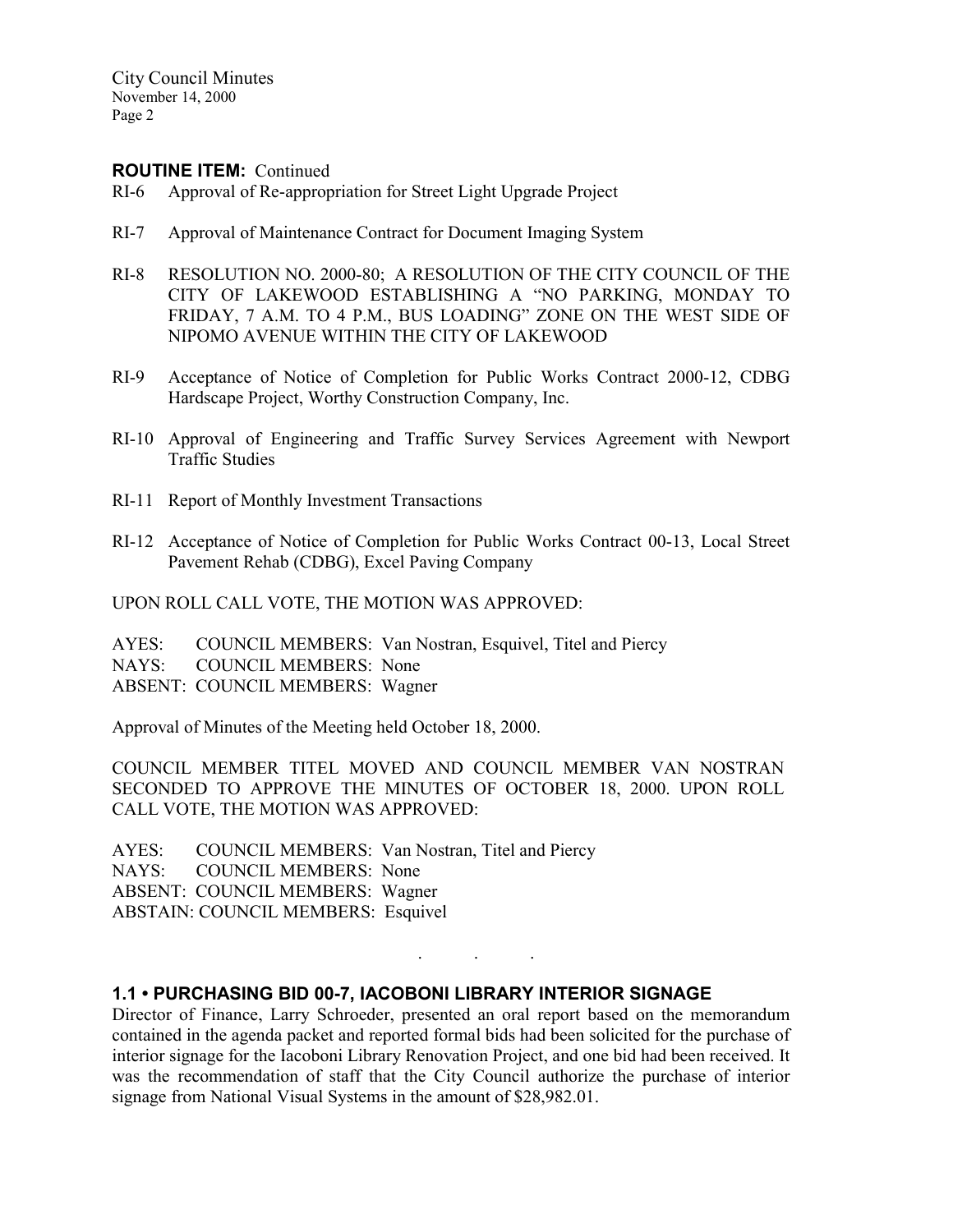**ROUTINE ITEM:** Continued

RI-6 Approval of Re-appropriation for Street Light Upgrade Project

RI-7 Approval of Maintenance Contract for Document Imaging System

RI-8 RESOLUTION NO. 2000-80; A RESOLUTION OF THE CITY COUNCIL OF THE CITY OF LAKEWOOD ESTABLISHING A "NO PARKING, MONDAY TO FRIDAY, 7 A.M. TO 4 P.M., BUS LOADING" ZONE ON THE WEST SIDE OF NIPOMO AVENUE WITHIN THE CITY OF LAKEWOOD

RI-9 Acceptance of Notice of Completion for Public Works Contract 2000-12, CDBG Hardscape Project, Worthy Construction Company, Inc.

RI-10 Approval of Engineering and Traffic Survey Services Agreement with Newport Traffic Studies

RI-11 Report of Monthly Investment Transactions

RI-12 Acceptance of Notice of Completion for Public Works Contract 00-13, Local Street Pavement Rehab (CDBG), Excel Paving Company

UPON ROLL CALL VOTE, THE MOTION WAS APPROVED:

AYES: COUNCIL MEMBERS: Van Nostran, Esquivel, Titel and Piercy
NAYS: COUNCIL MEMBERS: None
ABSENT: COUNCIL MEMBERS: Wagner

Approval of Minutes of the Meeting held October 18, 2000.

COUNCIL MEMBER TITEL MOVED AND COUNCIL MEMBER VAN NOSTRAN SECONDED TO APPROVE THE MINUTES OF OCTOBER 18, 2000. UPON ROLL CALL VOTE, THE MOTION WAS APPROVED:

AYES: COUNCIL MEMBERS: Van Nostran, Titel and Piercy
NAYS: COUNCIL MEMBERS: None
ABSENT: COUNCIL MEMBERS: Wagner
ABSTAIN: COUNCIL MEMBERS: Esquivel

. . .

### 1.1 • PURCHASING BID 00-7, IACOBONI LIBRARY INTERIOR SIGNAGE

Director of Finance, Larry Schroeder, presented an oral report based on the memorandum contained in the agenda packet and reported formal bids had been solicited for the purchase of interior signage for the Iacoboni Library Renovation Project, and one bid had been received. It was the recommendation of staff that the City Council authorize the purchase of interior signage from National Visual Systems in the amount of $28,982.01.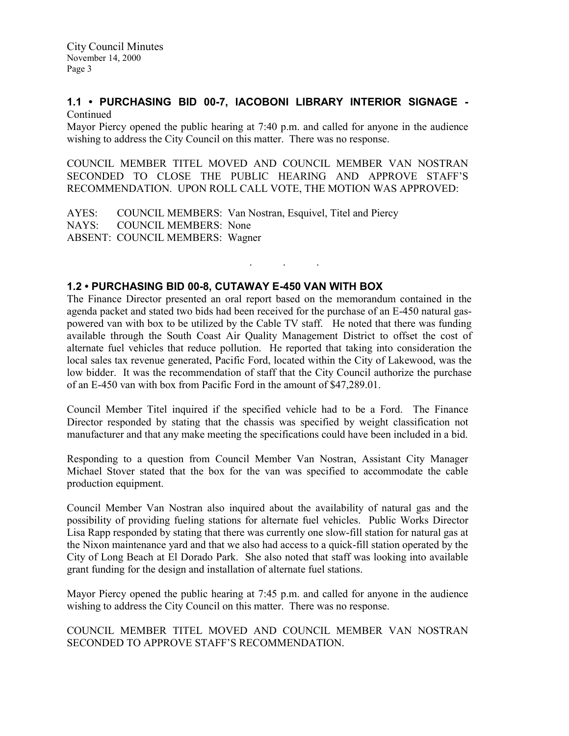## 1.1 • PURCHASING BID 00-7, IACOBONI LIBRARY INTERIOR SIGNAGE - Continued

Mayor Piercy opened the public hearing at 7:40 p.m. and called for anyone in the audience wishing to address the City Council on this matter. There was no response.

COUNCIL MEMBER TITEL MOVED AND COUNCIL MEMBER VAN NOSTRAN SECONDED TO CLOSE THE PUBLIC HEARING AND APPROVE STAFF'S RECOMMENDATION. UPON ROLL CALL VOTE, THE MOTION WAS APPROVED:

AYES: COUNCIL MEMBERS: Van Nostran, Esquivel, Titel and Piercy
NAYS: COUNCIL MEMBERS: None
ABSENT: COUNCIL MEMBERS: Wagner

. . .

## 1.2 • PURCHASING BID 00-8, CUTAWAY E-450 VAN WITH BOX

The Finance Director presented an oral report based on the memorandum contained in the agenda packet and stated two bids had been received for the purchase of an E-450 natural gas-powered van with box to be utilized by the Cable TV staff. He noted that there was funding available through the South Coast Air Quality Management District to offset the cost of alternate fuel vehicles that reduce pollution. He reported that taking into consideration the local sales tax revenue generated, Pacific Ford, located within the City of Lakewood, was the low bidder. It was the recommendation of staff that the City Council authorize the purchase of an E-450 van with box from Pacific Ford in the amount of $47,289.01.

Council Member Titel inquired if the specified vehicle had to be a Ford. The Finance Director responded by stating that the chassis was specified by weight classification not manufacturer and that any make meeting the specifications could have been included in a bid.

Responding to a question from Council Member Van Nostran, Assistant City Manager Michael Stover stated that the box for the van was specified to accommodate the cable production equipment.

Council Member Van Nostran also inquired about the availability of natural gas and the possibility of providing fueling stations for alternate fuel vehicles. Public Works Director Lisa Rapp responded by stating that there was currently one slow-fill station for natural gas at the Nixon maintenance yard and that we also had access to a quick-fill station operated by the City of Long Beach at El Dorado Park. She also noted that staff was looking into available grant funding for the design and installation of alternate fuel stations.

Mayor Piercy opened the public hearing at 7:45 p.m. and called for anyone in the audience wishing to address the City Council on this matter. There was no response.

COUNCIL MEMBER TITEL MOVED AND COUNCIL MEMBER VAN NOSTRAN SECONDED TO APPROVE STAFF'S RECOMMENDATION.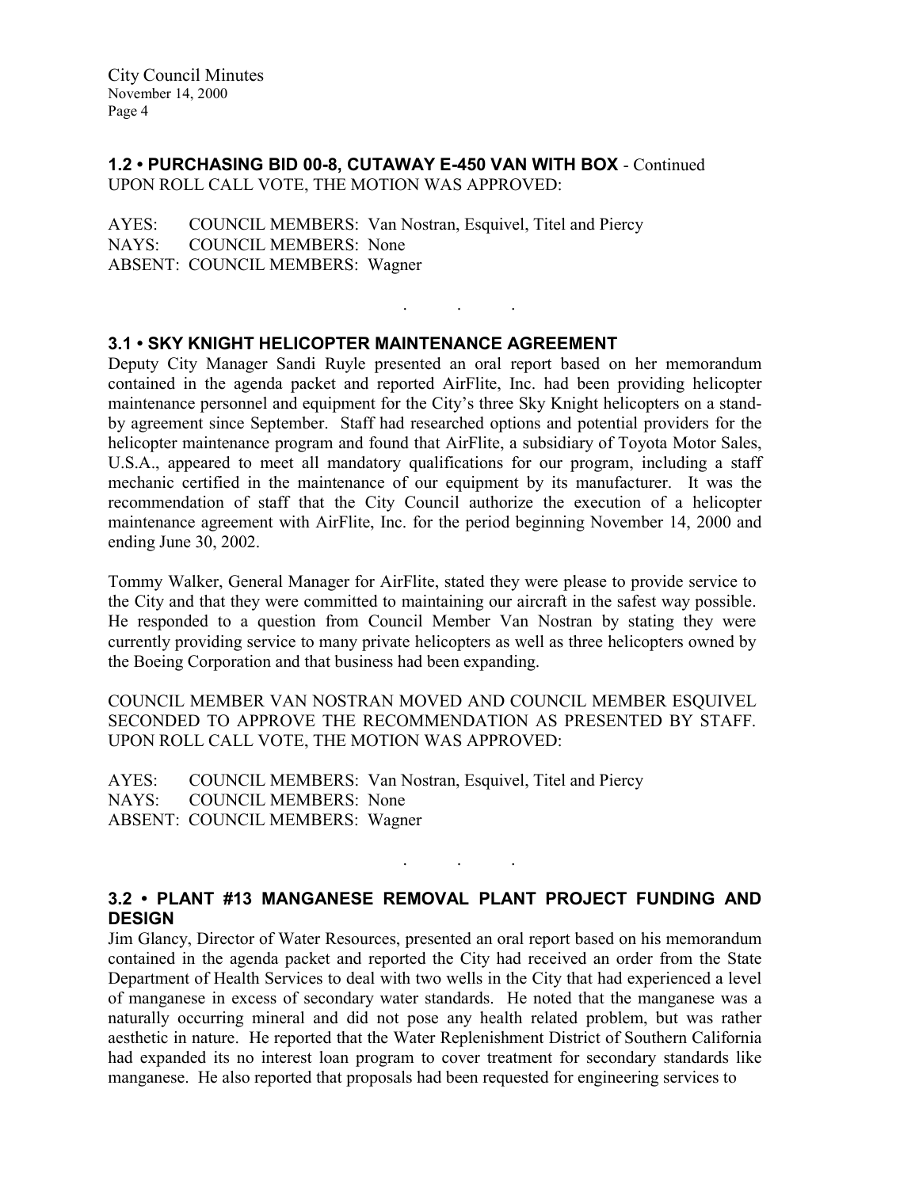### 1.2 • PURCHASING BID 00-8, CUTAWAY E-450 VAN WITH BOX - Continued

UPON ROLL CALL VOTE, THE MOTION WAS APPROVED:

AYES: COUNCIL MEMBERS: Van Nostran, Esquivel, Titel and Piercy
NAYS: COUNCIL MEMBERS: None
ABSENT: COUNCIL MEMBERS: Wagner

. . .

### 3.1 • SKY KNIGHT HELICOPTER MAINTENANCE AGREEMENT

Deputy City Manager Sandi Ruyle presented an oral report based on her memorandum contained in the agenda packet and reported AirFlite, Inc. had been providing helicopter maintenance personnel and equipment for the City's three Sky Knight helicopters on a stand-by agreement since September. Staff had researched options and potential providers for the helicopter maintenance program and found that AirFlite, a subsidiary of Toyota Motor Sales, U.S.A., appeared to meet all mandatory qualifications for our program, including a staff mechanic certified in the maintenance of our equipment by its manufacturer. It was the recommendation of staff that the City Council authorize the execution of a helicopter maintenance agreement with AirFlite, Inc. for the period beginning November 14, 2000 and ending June 30, 2002.

Tommy Walker, General Manager for AirFlite, stated they were please to provide service to the City and that they were committed to maintaining our aircraft in the safest way possible. He responded to a question from Council Member Van Nostran by stating they were currently providing service to many private helicopters as well as three helicopters owned by the Boeing Corporation and that business had been expanding.

COUNCIL MEMBER VAN NOSTRAN MOVED AND COUNCIL MEMBER ESQUIVEL SECONDED TO APPROVE THE RECOMMENDATION AS PRESENTED BY STAFF. UPON ROLL CALL VOTE, THE MOTION WAS APPROVED:

AYES: COUNCIL MEMBERS: Van Nostran, Esquivel, Titel and Piercy
NAYS: COUNCIL MEMBERS: None
ABSENT: COUNCIL MEMBERS: Wagner

. . .

### 3.2 • PLANT #13 MANGANESE REMOVAL PLANT PROJECT FUNDING AND DESIGN

Jim Glancy, Director of Water Resources, presented an oral report based on his memorandum contained in the agenda packet and reported the City had received an order from the State Department of Health Services to deal with two wells in the City that had experienced a level of manganese in excess of secondary water standards. He noted that the manganese was a naturally occurring mineral and did not pose any health related problem, but was rather aesthetic in nature. He reported that the Water Replenishment District of Southern California had expanded its no interest loan program to cover treatment for secondary standards like manganese. He also reported that proposals had been requested for engineering services to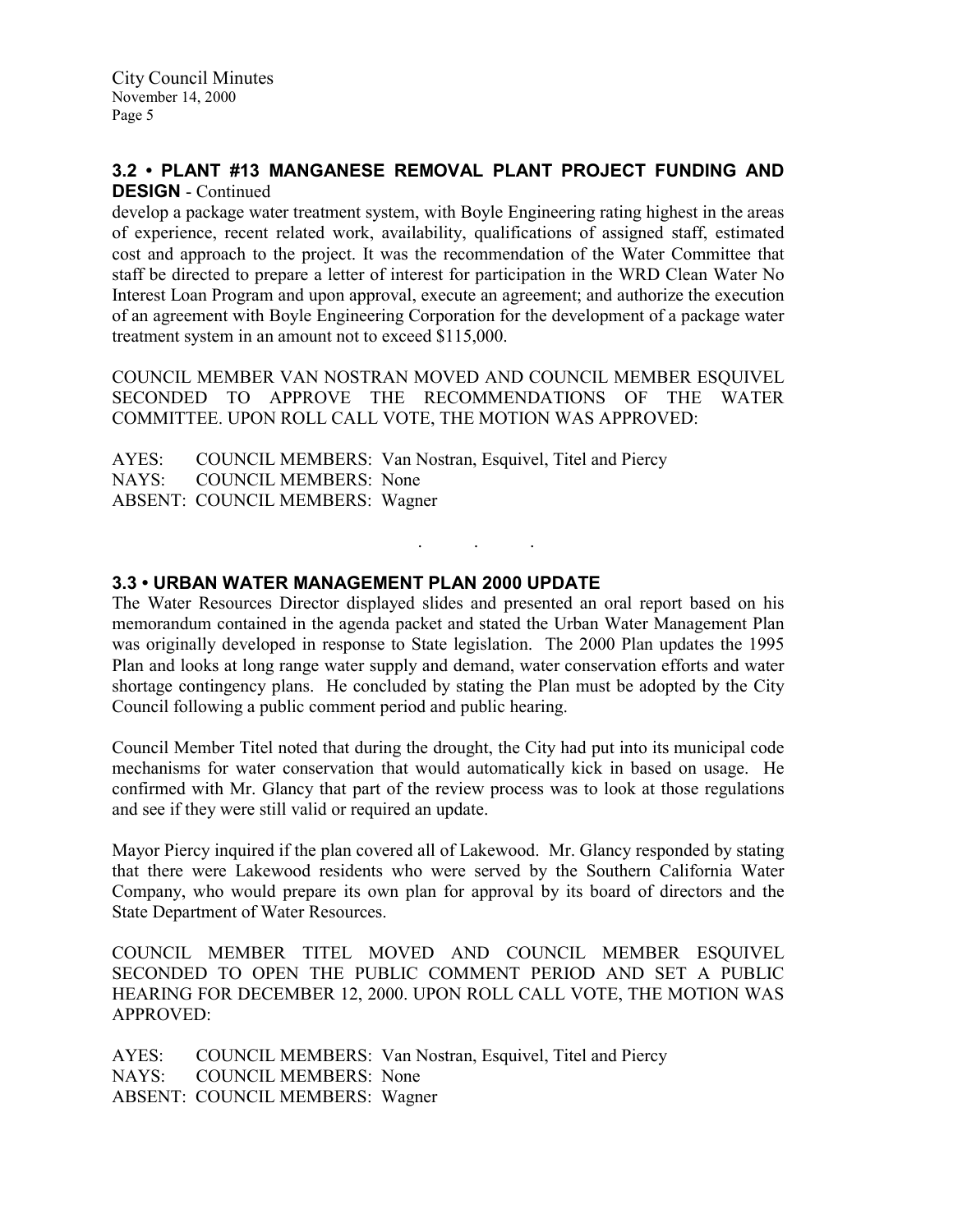### 3.2 • PLANT #13 MANGANESE REMOVAL PLANT PROJECT FUNDING AND DESIGN - Continued

develop a package water treatment system, with Boyle Engineering rating highest in the areas of experience, recent related work, availability, qualifications of assigned staff, estimated cost and approach to the project. It was the recommendation of the Water Committee that staff be directed to prepare a letter of interest for participation in the WRD Clean Water No Interest Loan Program and upon approval, execute an agreement; and authorize the execution of an agreement with Boyle Engineering Corporation for the development of a package water treatment system in an amount not to exceed $115,000.

COUNCIL MEMBER VAN NOSTRAN MOVED AND COUNCIL MEMBER ESQUIVEL SECONDED TO APPROVE THE RECOMMENDATIONS OF THE WATER COMMITTEE. UPON ROLL CALL VOTE, THE MOTION WAS APPROVED:

AYES: COUNCIL MEMBERS: Van Nostran, Esquivel, Titel and Piercy
NAYS: COUNCIL MEMBERS: None
ABSENT: COUNCIL MEMBERS: Wagner

. . .

### 3.3 • URBAN WATER MANAGEMENT PLAN 2000 UPDATE

The Water Resources Director displayed slides and presented an oral report based on his memorandum contained in the agenda packet and stated the Urban Water Management Plan was originally developed in response to State legislation. The 2000 Plan updates the 1995 Plan and looks at long range water supply and demand, water conservation efforts and water shortage contingency plans. He concluded by stating the Plan must be adopted by the City Council following a public comment period and public hearing.

Council Member Titel noted that during the drought, the City had put into its municipal code mechanisms for water conservation that would automatically kick in based on usage. He confirmed with Mr. Glancy that part of the review process was to look at those regulations and see if they were still valid or required an update.

Mayor Piercy inquired if the plan covered all of Lakewood. Mr. Glancy responded by stating that there were Lakewood residents who were served by the Southern California Water Company, who would prepare its own plan for approval by its board of directors and the State Department of Water Resources.

COUNCIL MEMBER TITEL MOVED AND COUNCIL MEMBER ESQUIVEL SECONDED TO OPEN THE PUBLIC COMMENT PERIOD AND SET A PUBLIC HEARING FOR DECEMBER 12, 2000. UPON ROLL CALL VOTE, THE MOTION WAS APPROVED:

AYES: COUNCIL MEMBERS: Van Nostran, Esquivel, Titel and Piercy
NAYS: COUNCIL MEMBERS: None
ABSENT: COUNCIL MEMBERS: Wagner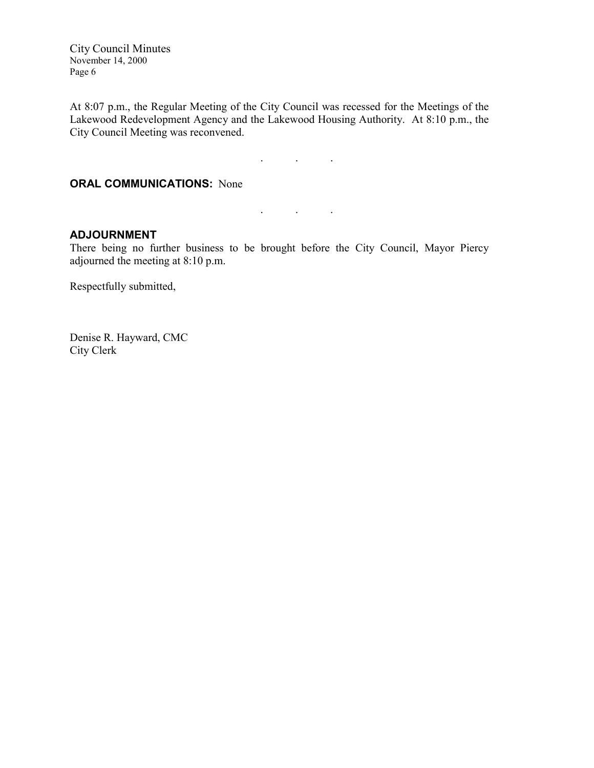At 8:07 p.m., the Regular Meeting of the City Council was recessed for the Meetings of the Lakewood Redevelopment Agency and the Lakewood Housing Authority. At 8:10 p.m., the City Council Meeting was reconvened.

. . .

**ORAL COMMUNICATIONS:** None

. . .

**ADJOURNMENT**

There being no further business to be brought before the City Council, Mayor Piercy adjourned the meeting at 8:10 p.m.

Respectfully submitted,

Denise R. Hayward, CMC
City Clerk